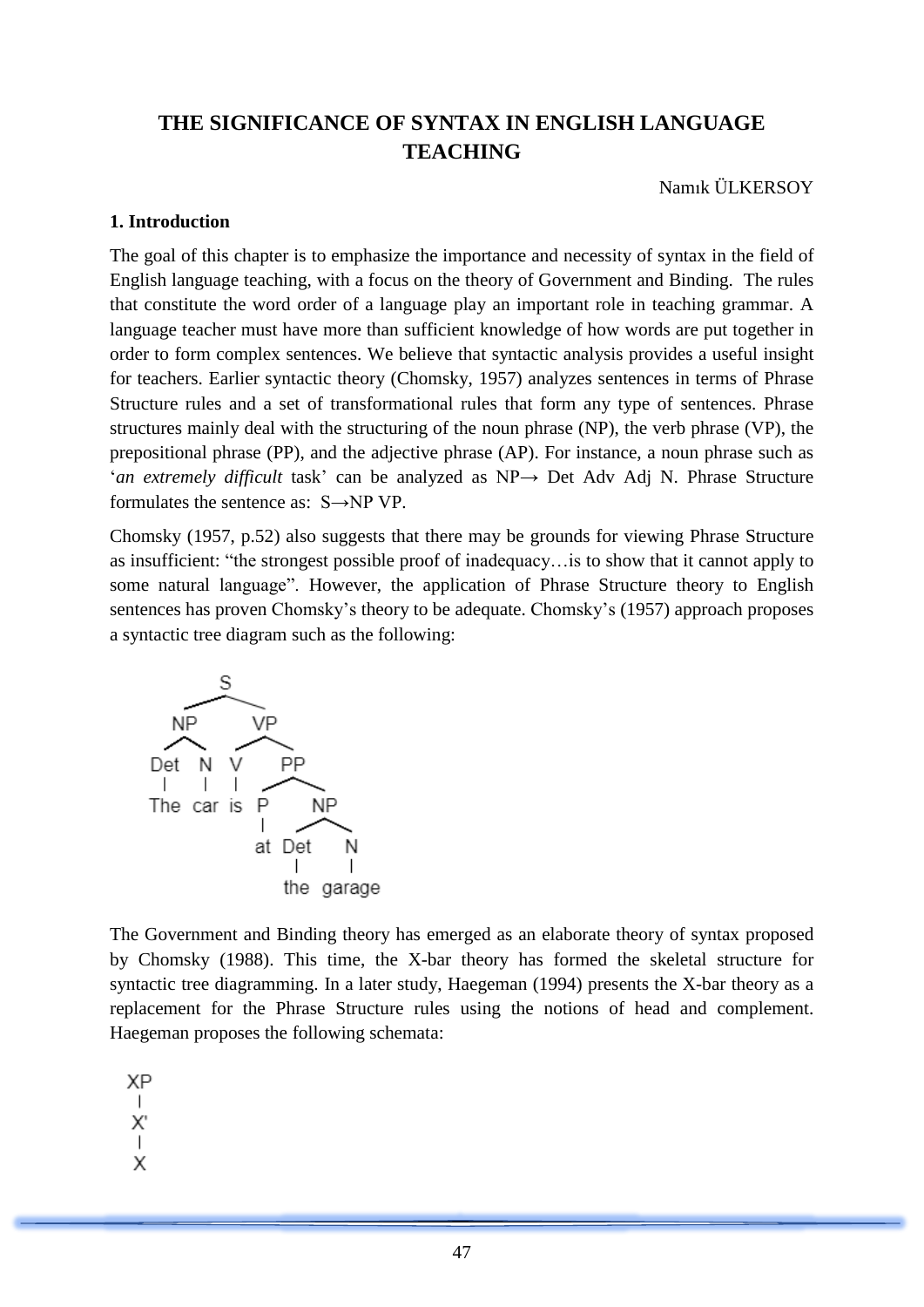# THE SIGNIFICANCE OF SYNTAX IN ENGLISH LANGUAGE TEACHING

Namık ÜLKERSOY

## 1. Introduction

The goal of this chapter is to emphasize the importance and necessity of syntax in the field of English language teaching, with a focus on the theory of Government and Binding. The rules that constitute the word order of a language play an important role in teaching grammar. A language teacher must have more than sufficient knowledge of how words are put together in order to form complex sentences. We believe that syntactic analysis provides a useful insight for teachers. Earlier syntactic theory (Chomsky, 1957) analyzes sentences in terms of Phrase Structure rules and a set of transformational rules that form any type of sentences. Phrase structures mainly deal with the structuring of the noun phrase (NP), the verb phrase (VP), the prepositional phrase (PP), and the adjective phrase (AP). For instance, a noun phrase such as '*an extremely difficult* task' can be analyzed as NP→ Det Adv Adj N. Phrase Structure formulates the sentence as: S→NP VP.

Chomsky (1957, p.52) also suggests that there may be grounds for viewing Phrase Structure as insufficient: "the strongest possible proof of inadequacy…is to show that it cannot apply to some natural language". However, the application of Phrase Structure theory to English sentences has proven Chomsky's theory to be adequate. Chomsky's (1957) approach proposes a syntactic tree diagram such as the following:

```
              S
        ______|______
       NP           VP
      /  \        /    \
    Det   N      V      PP
     |    |      |     /  \
    The  car    is    P    NP
                      |   /  \
                     at  Det   N
                          |    |
                         the  garage
```

The Government and Binding theory has emerged as an elaborate theory of syntax proposed by Chomsky (1988). This time, the X-bar theory has formed the skeletal structure for syntactic tree diagramming. In a later study, Haegeman (1994) presents the X-bar theory as a replacement for the Phrase Structure rules using the notions of head and complement. Haegeman proposes the following schemata:

```
XP
|
X'
|
X
```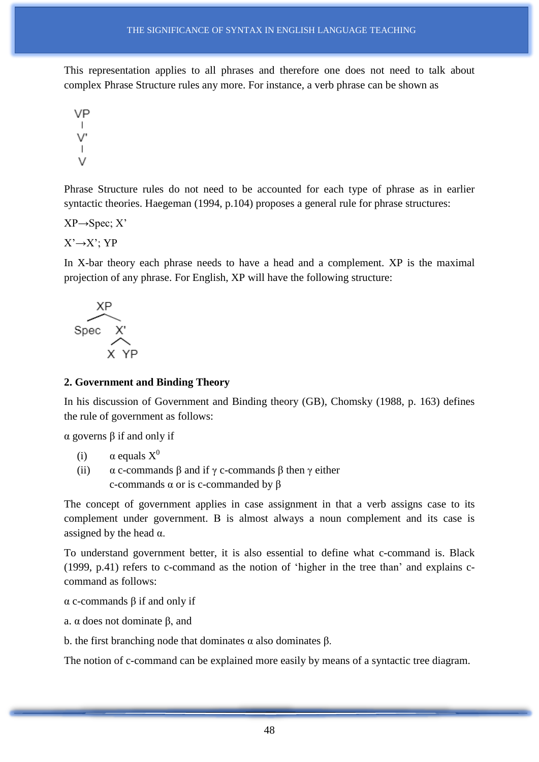This representation applies to all phrases and therefore one does not need to talk about complex Phrase Structure rules any more. For instance, a verb phrase can be shown as

```
VP
|
V'
|
V
```

Phrase Structure rules do not need to be accounted for each type of phrase as in earlier syntactic theories. Haegeman (1994, p.104) proposes a general rule for phrase structures:

XP→Spec; X'

X'→X'; YP

In X-bar theory each phrase needs to have a head and a complement. XP is the maximal projection of any phrase. For English, XP will have the following structure:

```
       XP
      /  \
   Spec   X'
         /  \
        X    YP
```

**2. Government and Binding Theory**

In his discussion of Government and Binding theory (GB), Chomsky (1988, p. 163) defines the rule of government as follows:

α governs β if and only if

(i) α equals $X^0$

(ii) α c-commands β and if γ c-commands β then γ either c-commands α or is c-commanded by β

The concept of government applies in case assignment in that a verb assigns case to its complement under government. Β is almost always a noun complement and its case is assigned by the head α.

To understand government better, it is also essential to define what c-command is. Black (1999, p.41) refers to c-command as the notion of 'higher in the tree than' and explains c-command as follows:

α c-commands β if and only if

a. α does not dominate β, and

b. the first branching node that dominates α also dominates β.

The notion of c-command can be explained more easily by means of a syntactic tree diagram.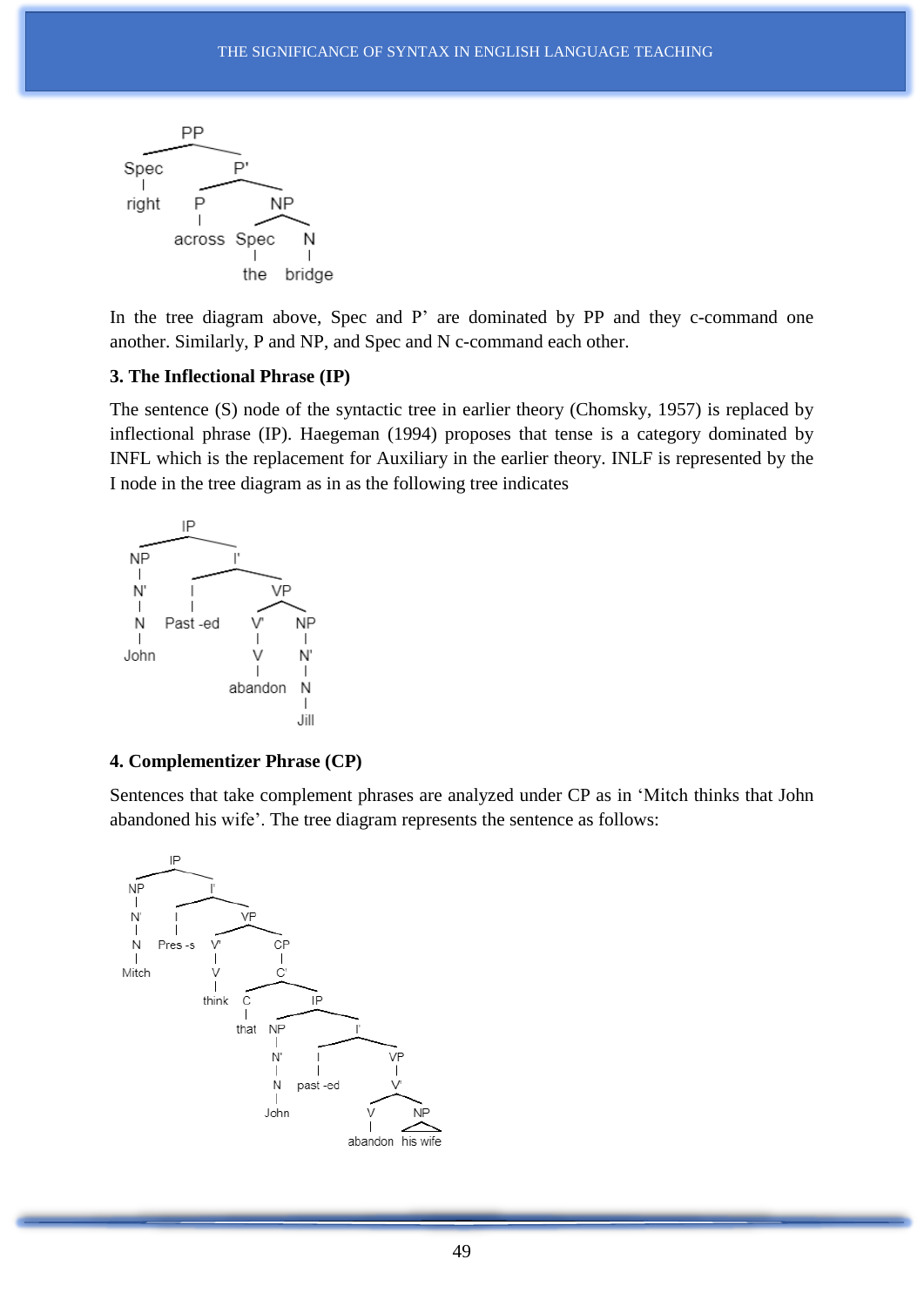```
          PP
        /    \
    Spec      P'
     |       /   \
   right    P      NP
            |     /   \
         across Spec    N
                 |      |
                the   bridge
```

In the tree diagram above, Spec and P' are dominated by PP and they c-command one another. Similarly, P and NP, and Spec and N c-command each other.

**3. The Inflectional Phrase (IP)**

The sentence (S) node of the syntactic tree in earlier theory (Chomsky, 1957) is replaced by inflectional phrase (IP). Haegeman (1994) proposes that tense is a category dominated by INFL which is the replacement for Auxiliary in the earlier theory. INLF is represented by the I node in the tree diagram as in as the following tree indicates

```
            IP
          /    \
        NP      I'
        |      /   \
        N'    I      VP
        |     |     /   \
        N   Past-ed V'    NP
        |           |     |
      John          V     N'
                    |     |
                 abandon  N
                          |
                         Jill
```

**4. Complementizer Phrase (CP)**

Sentences that take complement phrases are analyzed under CP as in 'Mitch thinks that John abandoned his wife'. The tree diagram represents the sentence as follows:

```
          IP
        /    \
      NP      I'
      |      /   \
      N'    I     VP
      |     |    /   \
      N  Pres-s V'     CP
      |         |      |
    Mitch       V      C'
                |     /   \
              think  C     IP
                     |    /   \
                   that  NP     I'
                         |     /   \
                         N'   I      VP
                         |    |      |
                         N  past-ed  V'
                         |          /   \
                       John        V     NP
                                   |    /  \
                               abandon  his wife
```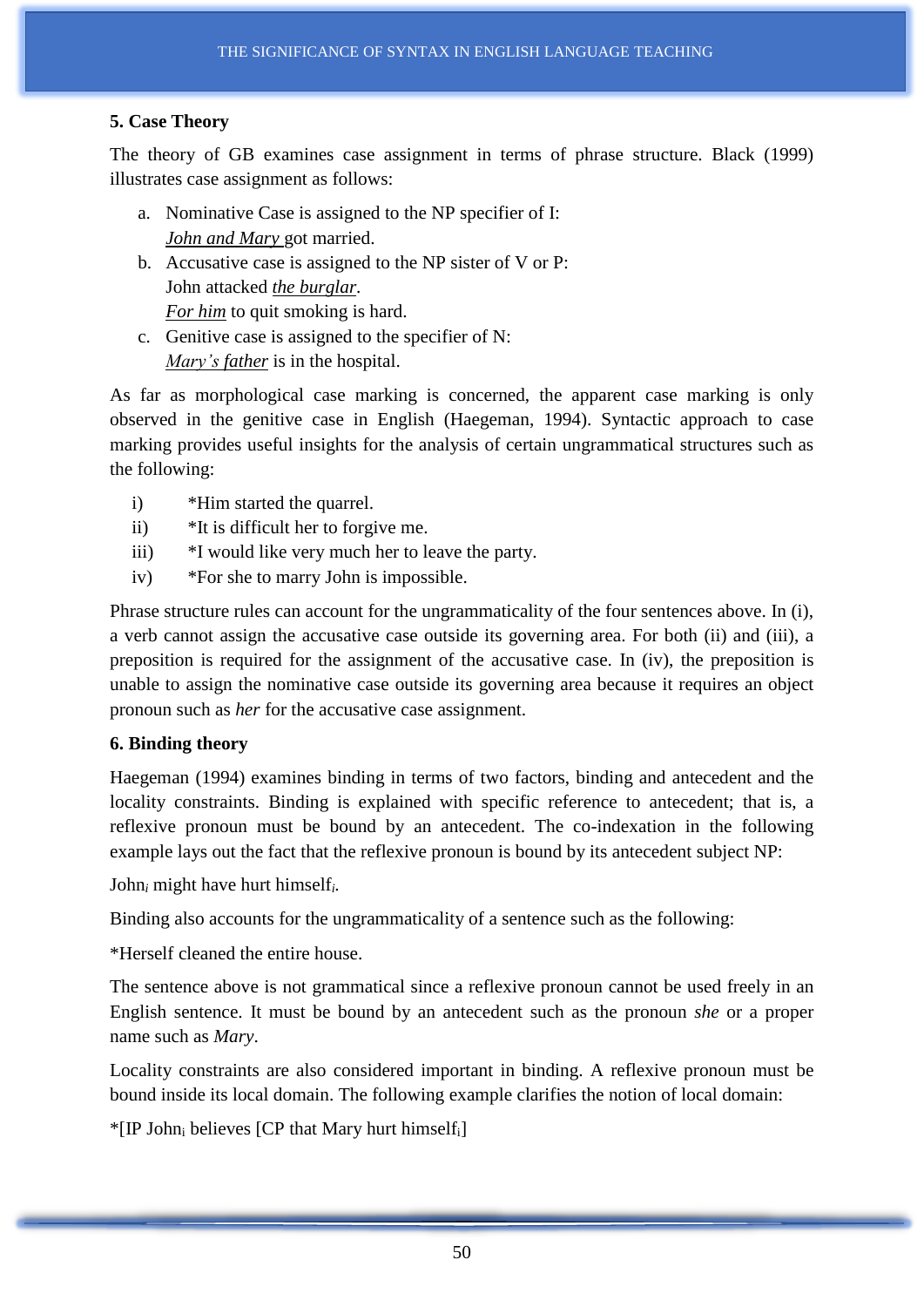**5. Case Theory**

The theory of GB examines case assignment in terms of phrase structure. Black (1999) illustrates case assignment as follows:

a. Nominative Case is assigned to the NP specifier of I:
   <u>*John and Mary*</u> got married.
b. Accusative case is assigned to the NP sister of V or P:
   John attacked <u>*the burglar*</u>.
   <u>*For him*</u> to quit smoking is hard.
c. Genitive case is assigned to the specifier of N:
   <u>*Mary's father*</u> is in the hospital.

As far as morphological case marking is concerned, the apparent case marking is only observed in the genitive case in English (Haegeman, 1994). Syntactic approach to case marking provides useful insights for the analysis of certain ungrammatical structures such as the following:

i) *Him started the quarrel.
ii) *It is difficult her to forgive me.
iii) *I would like very much her to leave the party.
iv) *For she to marry John is impossible.

Phrase structure rules can account for the ungrammaticality of the four sentences above. In (i), a verb cannot assign the accusative case outside its governing area. For both (ii) and (iii), a preposition is required for the assignment of the accusative case. In (iv), the preposition is unable to assign the nominative case outside its governing area because it requires an object pronoun such as *her* for the accusative case assignment.

**6. Binding theory**

Haegeman (1994) examines binding in terms of two factors, binding and antecedent and the locality constraints. Binding is explained with specific reference to antecedent; that is, a reflexive pronoun must be bound by an antecedent. The co-indexation in the following example lays out the fact that the reflexive pronoun is bound by its antecedent subject NP:

John$_i$ might have hurt himself$_i$.

Binding also accounts for the ungrammaticality of a sentence such as the following:

*Herself cleaned the entire house.

The sentence above is not grammatical since a reflexive pronoun cannot be used freely in an English sentence. It must be bound by an antecedent such as the pronoun *she* or a proper name such as *Mary*.

Locality constraints are also considered important in binding. A reflexive pronoun must be bound inside its local domain. The following example clarifies the notion of local domain:

*[IP John$_i$ believes [CP that Mary hurt himself$_i$]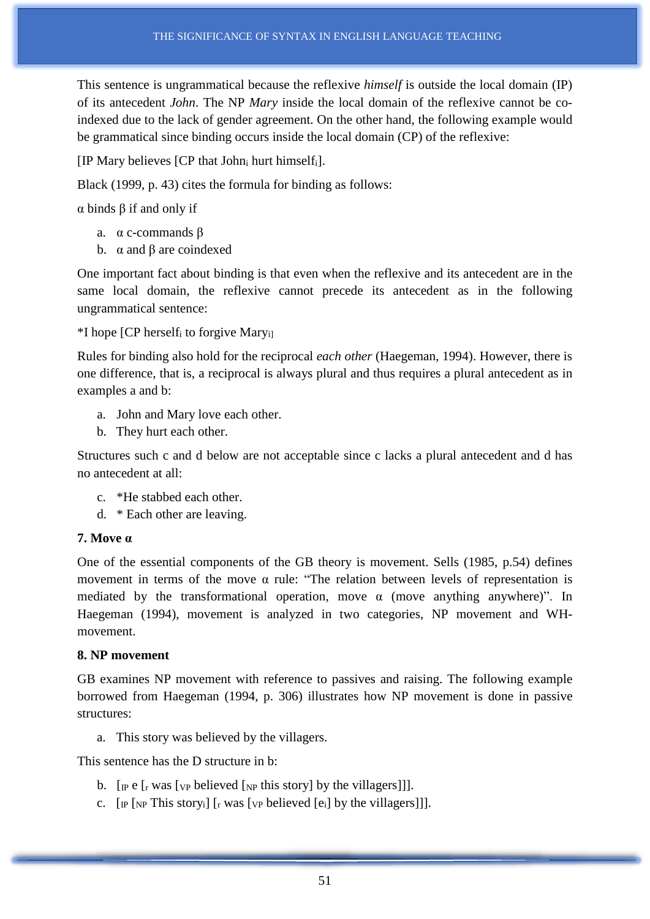This sentence is ungrammatical because the reflexive *himself* is outside the local domain (IP) of its antecedent *John*. The NP *Mary* inside the local domain of the reflexive cannot be co-indexed due to the lack of gender agreement. On the other hand, the following example would be grammatical since binding occurs inside the local domain (CP) of the reflexive:

[IP Mary believes [CP that $\text{John}_i$ hurt $\text{himself}_i$].

Black (1999, p. 43) cites the formula for binding as follows:

α binds β if and only if

a. α c-commands β
b. α and β are coindexed

One important fact about binding is that even when the reflexive and its antecedent are in the same local domain, the reflexive cannot precede its antecedent as in the following ungrammatical sentence:

*I hope [CP $\text{herself}_i$ to forgive $\text{Mary}_{i]}$

Rules for binding also hold for the reciprocal *each other* (Haegeman, 1994). However, there is one difference, that is, a reciprocal is always plural and thus requires a plural antecedent as in examples a and b:

a. John and Mary love each other.
b. They hurt each other.

Structures such c and d below are not acceptable since c lacks a plural antecedent and d has no antecedent at all:

c. *He stabbed each other.
d. * Each other are leaving.

**7. Move α**

One of the essential components of the GB theory is movement. Sells (1985, p.54) defines movement in terms of the move α rule: "The relation between levels of representation is mediated by the transformational operation, move α (move anything anywhere)". In Haegeman (1994), movement is analyzed in two categories, NP movement and WH-movement.

**8. NP movement**

GB examines NP movement with reference to passives and raising. The following example borrowed from Haegeman (1994, p. 306) illustrates how NP movement is done in passive structures:

a. This story was believed by the villagers.

This sentence has the D structure in b:

b. $[_{IP}$ e $[_{I'}$ was $[_{VP}$ believed $[_{NP}$ this story] by the villagers]]].
c. $[_{IP}$ $[_{NP}$ This $\text{story}_i]$ $[_{I'}$ was $[_{VP}$ believed $[e_i]$ by the villagers]]].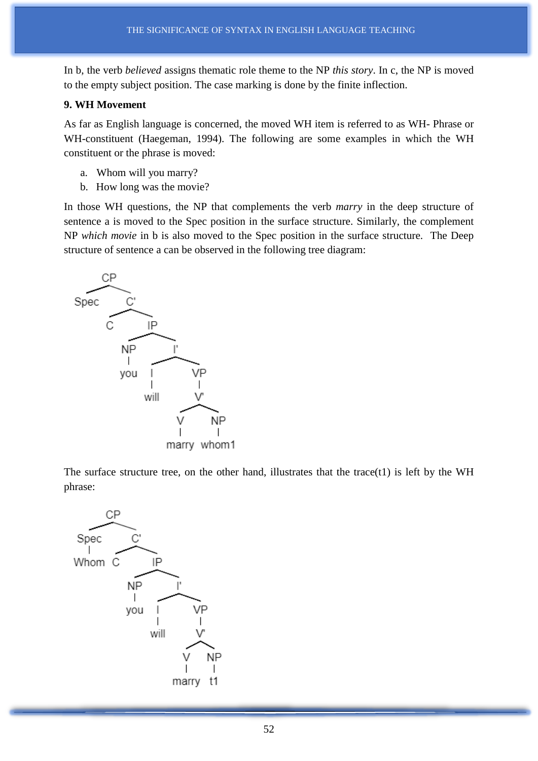In b, the verb *believed* assigns thematic role theme to the NP *this story*. In c, the NP is moved to the empty subject position. The case marking is done by the finite inflection.

**9. WH Movement**

As far as English language is concerned, the moved WH item is referred to as WH- Phrase or WH-constituent (Haegeman, 1994). The following are some examples in which the WH constituent or the phrase is moved:

a. Whom will you marry?
b. How long was the movie?

In those WH questions, the NP that complements the verb *marry* in the deep structure of sentence a is moved to the Spec position in the surface structure. Similarly, the complement NP *which movie* in b is also moved to the Spec position in the surface structure. The Deep structure of sentence a can be observed in the following tree diagram:

```
        CP
      /    \
   Spec     C'
          /    \
         C      IP
              /    \
            NP      I'
            |     /    \
           you   I      VP
                 |      |
                will    V'
                      /    \
                     V      NP
                     |      |
                   marry  whom1
```

The surface structure tree, on the other hand, illustrates that the trace(t1) is left by the WH phrase:

```
         CP
       /    \
    Spec     C'
     |     /    \
   Whom   C      IP
               /    \
             NP      I'
             |     /    \
            you   I      VP
                  |      |
                 will    V'
                       /    \
                      V      NP
                      |      |
                    marry    t1
```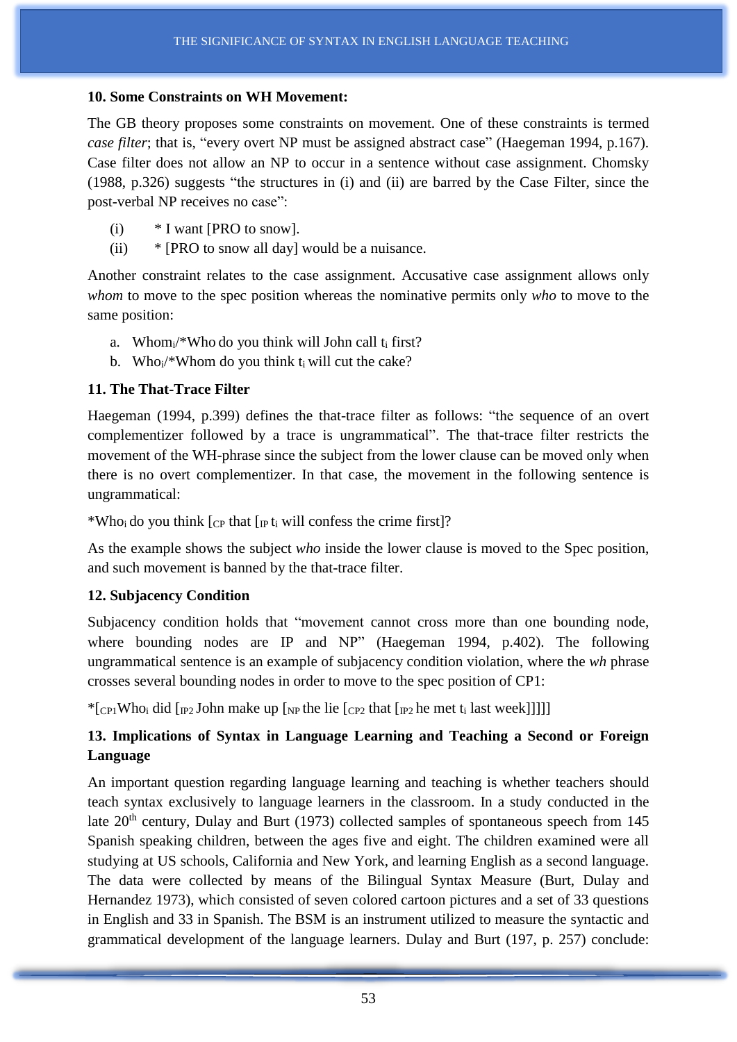**10. Some Constraints on WH Movement:**

The GB theory proposes some constraints on movement. One of these constraints is termed *case filter*; that is, "every overt NP must be assigned abstract case" (Haegeman 1994, p.167). Case filter does not allow an NP to occur in a sentence without case assignment. Chomsky (1988, p.326) suggests "the structures in (i) and (ii) are barred by the Case Filter, since the post-verbal NP receives no case":

(i) * I want [PRO to snow].
(ii) * [PRO to snow all day] would be a nuisance.

Another constraint relates to the case assignment. Accusative case assignment allows only *whom* to move to the spec position whereas the nominative permits only *who* to move to the same position:

a. $\text{Whom}_i$/*Who do you think will John call $t_i$ first?
b. $\text{Who}_i$/*Whom do you think $t_i$ will cut the cake?

**11. The That-Trace Filter**

Haegeman (1994, p.399) defines the that-trace filter as follows: "the sequence of an overt complementizer followed by a trace is ungrammatical". The that-trace filter restricts the movement of the WH-phrase since the subject from the lower clause can be moved only when there is no overt complementizer. In that case, the movement in the following sentence is ungrammatical:

*$\text{Who}_i$ do you think [$_{CP}$ that [$_{IP}$ $t_i$ will confess the crime first]?

As the example shows the subject *who* inside the lower clause is moved to the Spec position, and such movement is banned by the that-trace filter.

**12. Subjacency Condition**

Subjacency condition holds that "movement cannot cross more than one bounding node, where bounding nodes are IP and NP" (Haegeman 1994, p.402). The following ungrammatical sentence is an example of subjacency condition violation, where the *wh* phrase crosses several bounding nodes in order to move to the spec position of CP1:

*[$_{CP1}$$\text{Who}_i$ did [$_{IP2}$ John make up [$_{NP}$ the lie [$_{CP2}$ that [$_{IP2}$ he met $t_i$ last week]]]]]

**13. Implications of Syntax in Language Learning and Teaching a Second or Foreign Language**

An important question regarding language learning and teaching is whether teachers should teach syntax exclusively to language learners in the classroom. In a study conducted in the late 20th century, Dulay and Burt (1973) collected samples of spontaneous speech from 145 Spanish speaking children, between the ages five and eight. The children examined were all studying at US schools, California and New York, and learning English as a second language. The data were collected by means of the Bilingual Syntax Measure (Burt, Dulay and Hernandez 1973), which consisted of seven colored cartoon pictures and a set of 33 questions in English and 33 in Spanish. The BSM is an instrument utilized to measure the syntactic and grammatical development of the language learners. Dulay and Burt (197, p. 257) conclude: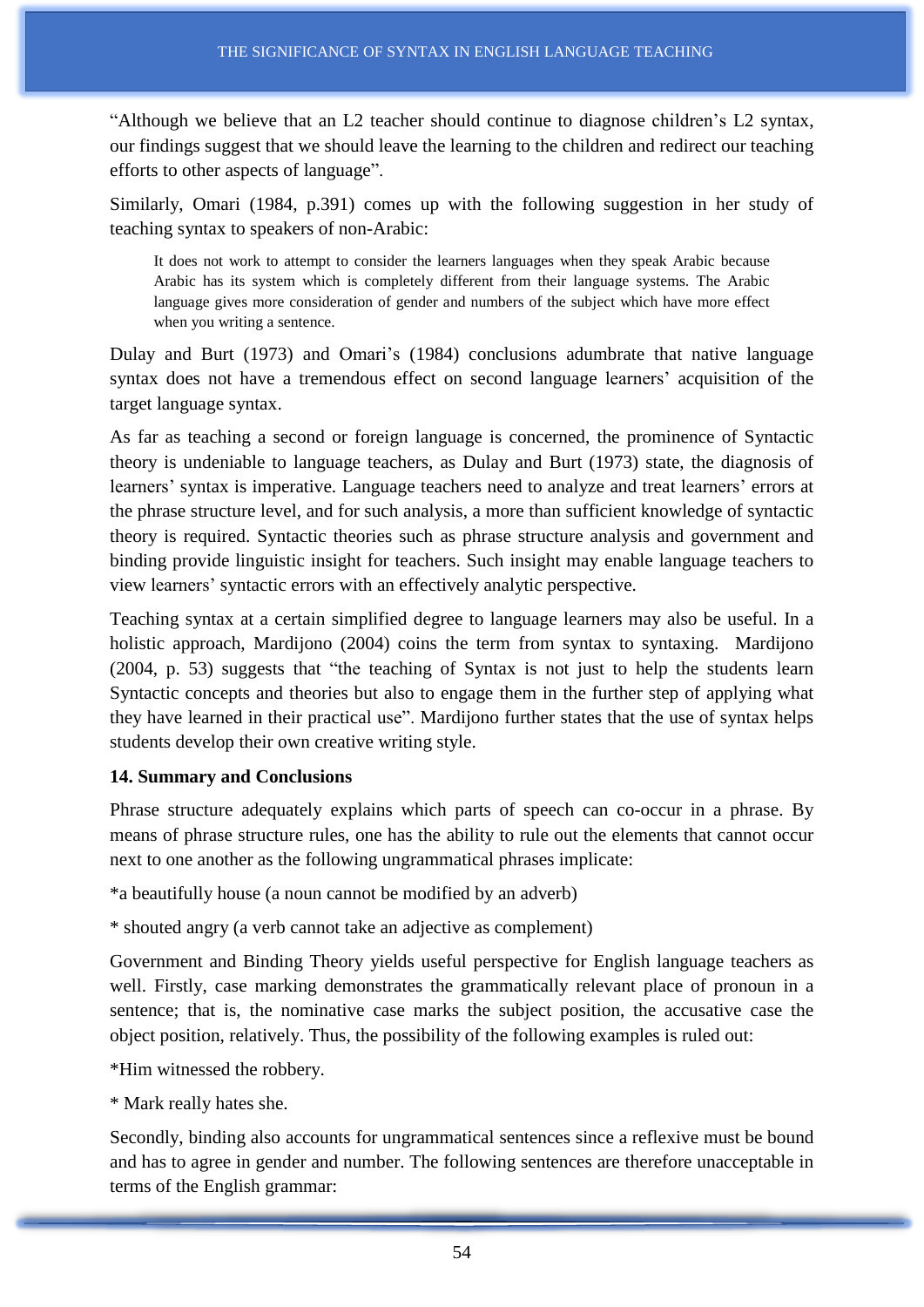"Although we believe that an L2 teacher should continue to diagnose children's L2 syntax, our findings suggest that we should leave the learning to the children and redirect our teaching efforts to other aspects of language".

Similarly, Omari (1984, p.391) comes up with the following suggestion in her study of teaching syntax to speakers of non-Arabic:

> It does not work to attempt to consider the learners languages when they speak Arabic because Arabic has its system which is completely different from their language systems. The Arabic language gives more consideration of gender and numbers of the subject which have more effect when you writing a sentence.

Dulay and Burt (1973) and Omari's (1984) conclusions adumbrate that native language syntax does not have a tremendous effect on second language learners' acquisition of the target language syntax.

As far as teaching a second or foreign language is concerned, the prominence of Syntactic theory is undeniable to language teachers, as Dulay and Burt (1973) state, the diagnosis of learners' syntax is imperative. Language teachers need to analyze and treat learners' errors at the phrase structure level, and for such analysis, a more than sufficient knowledge of syntactic theory is required. Syntactic theories such as phrase structure analysis and government and binding provide linguistic insight for teachers. Such insight may enable language teachers to view learners' syntactic errors with an effectively analytic perspective.

Teaching syntax at a certain simplified degree to language learners may also be useful. In a holistic approach, Mardijono (2004) coins the term from syntax to syntaxing. Mardijono (2004, p. 53) suggests that "the teaching of Syntax is not just to help the students learn Syntactic concepts and theories but also to engage them in the further step of applying what they have learned in their practical use". Mardijono further states that the use of syntax helps students develop their own creative writing style.

**14. Summary and Conclusions**

Phrase structure adequately explains which parts of speech can co-occur in a phrase. By means of phrase structure rules, one has the ability to rule out the elements that cannot occur next to one another as the following ungrammatical phrases implicate:

*a beautifully house (a noun cannot be modified by an adverb)

* shouted angry (a verb cannot take an adjective as complement)

Government and Binding Theory yields useful perspective for English language teachers as well. Firstly, case marking demonstrates the grammatically relevant place of pronoun in a sentence; that is, the nominative case marks the subject position, the accusative case the object position, relatively. Thus, the possibility of the following examples is ruled out:

*Him witnessed the robbery.

* Mark really hates she.

Secondly, binding also accounts for ungrammatical sentences since a reflexive must be bound and has to agree in gender and number. The following sentences are therefore unacceptable in terms of the English grammar: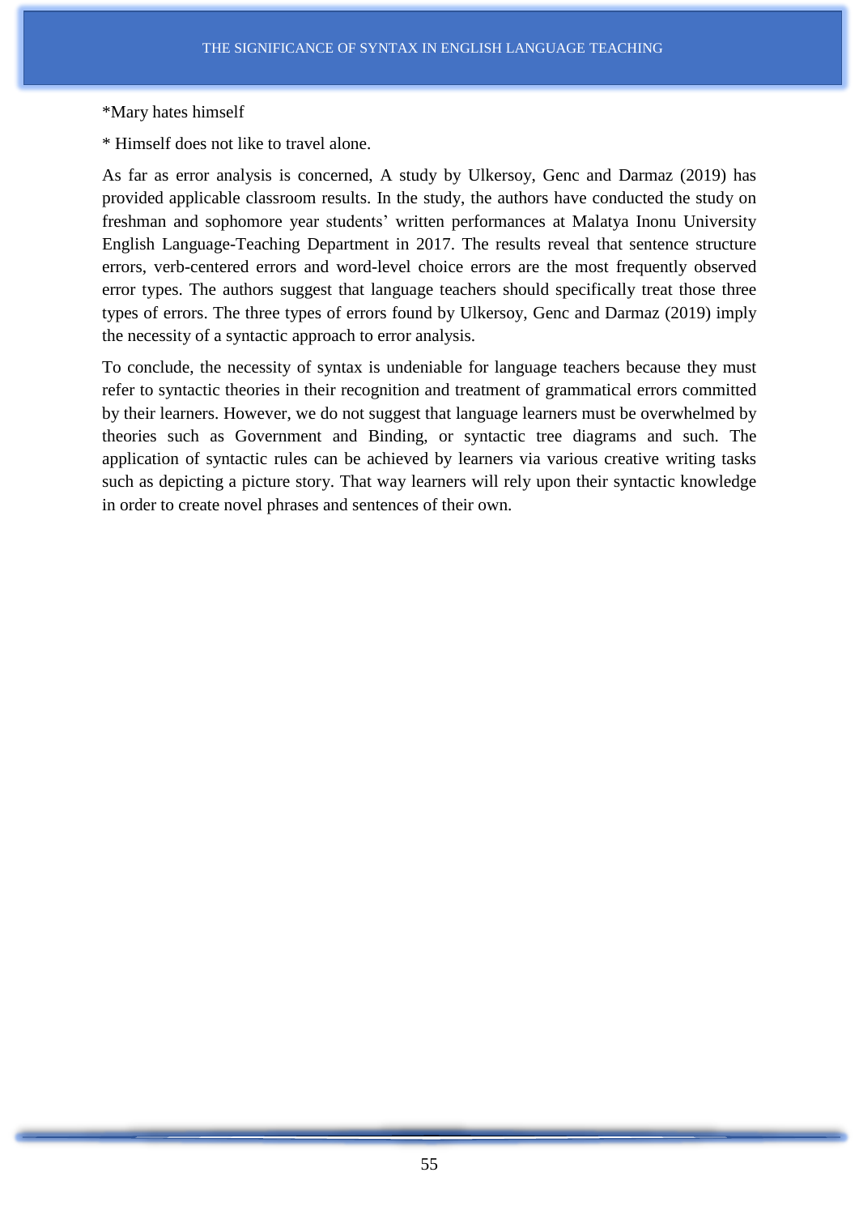*Mary hates himself

* Himself does not like to travel alone.

As far as error analysis is concerned, A study by Ulkersoy, Genc and Darmaz (2019) has provided applicable classroom results. In the study, the authors have conducted the study on freshman and sophomore year students' written performances at Malatya Inonu University English Language-Teaching Department in 2017. The results reveal that sentence structure errors, verb-centered errors and word-level choice errors are the most frequently observed error types. The authors suggest that language teachers should specifically treat those three types of errors. The three types of errors found by Ulkersoy, Genc and Darmaz (2019) imply the necessity of a syntactic approach to error analysis.

To conclude, the necessity of syntax is undeniable for language teachers because they must refer to syntactic theories in their recognition and treatment of grammatical errors committed by their learners. However, we do not suggest that language learners must be overwhelmed by theories such as Government and Binding, or syntactic tree diagrams and such. The application of syntactic rules can be achieved by learners via various creative writing tasks such as depicting a picture story. That way learners will rely upon their syntactic knowledge in order to create novel phrases and sentences of their own.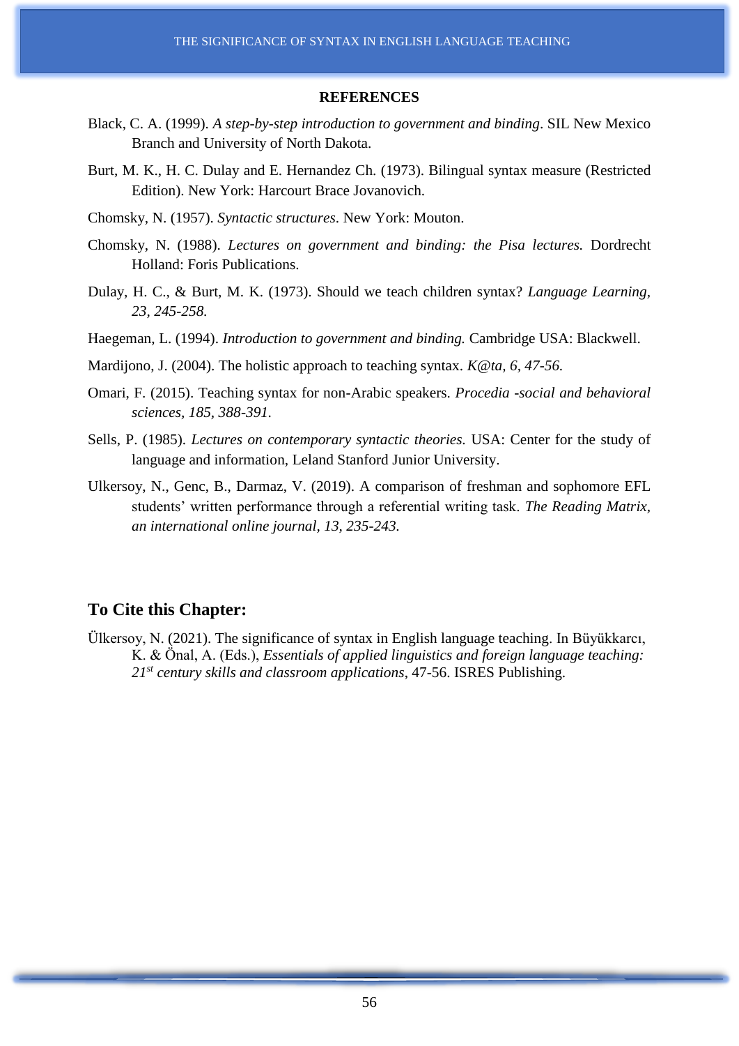## REFERENCES

Black, C. A. (1999). *A step-by-step introduction to government and binding*. SIL New Mexico Branch and University of North Dakota.

Burt, M. K., H. C. Dulay and E. Hernandez Ch. (1973). Bilingual syntax measure (Restricted Edition). New York: Harcourt Brace Jovanovich.

Chomsky, N. (1957). *Syntactic structures*. New York: Mouton.

Chomsky, N. (1988). *Lectures on government and binding: the Pisa lectures.* Dordrecht Holland: Foris Publications.

Dulay, H. C., & Burt, M. K. (1973). Should we teach children syntax? *Language Learning, 23, 245-258.*

Haegeman, L. (1994). *Introduction to government and binding.* Cambridge USA: Blackwell.

Mardijono, J. (2004). The holistic approach to teaching syntax. *K@ta, 6, 47-56.*

Omari, F. (2015). Teaching syntax for non-Arabic speakers. *Procedia -social and behavioral sciences, 185, 388-391.*

Sells, P. (1985). *Lectures on contemporary syntactic theories.* USA: Center for the study of language and information, Leland Stanford Junior University.

Ulkersoy, N., Genc, B., Darmaz, V. (2019). A comparison of freshman and sophomore EFL students' written performance through a referential writing task. *The Reading Matrix, an international online journal, 13, 235-243.*

## To Cite this Chapter:

Ülkersoy, N. (2021). The significance of syntax in English language teaching. In Büyükkarcı, K. & Önal, A. (Eds.), *Essentials of applied linguistics and foreign language teaching: 21st century skills and classroom applications*, 47-56. ISRES Publishing.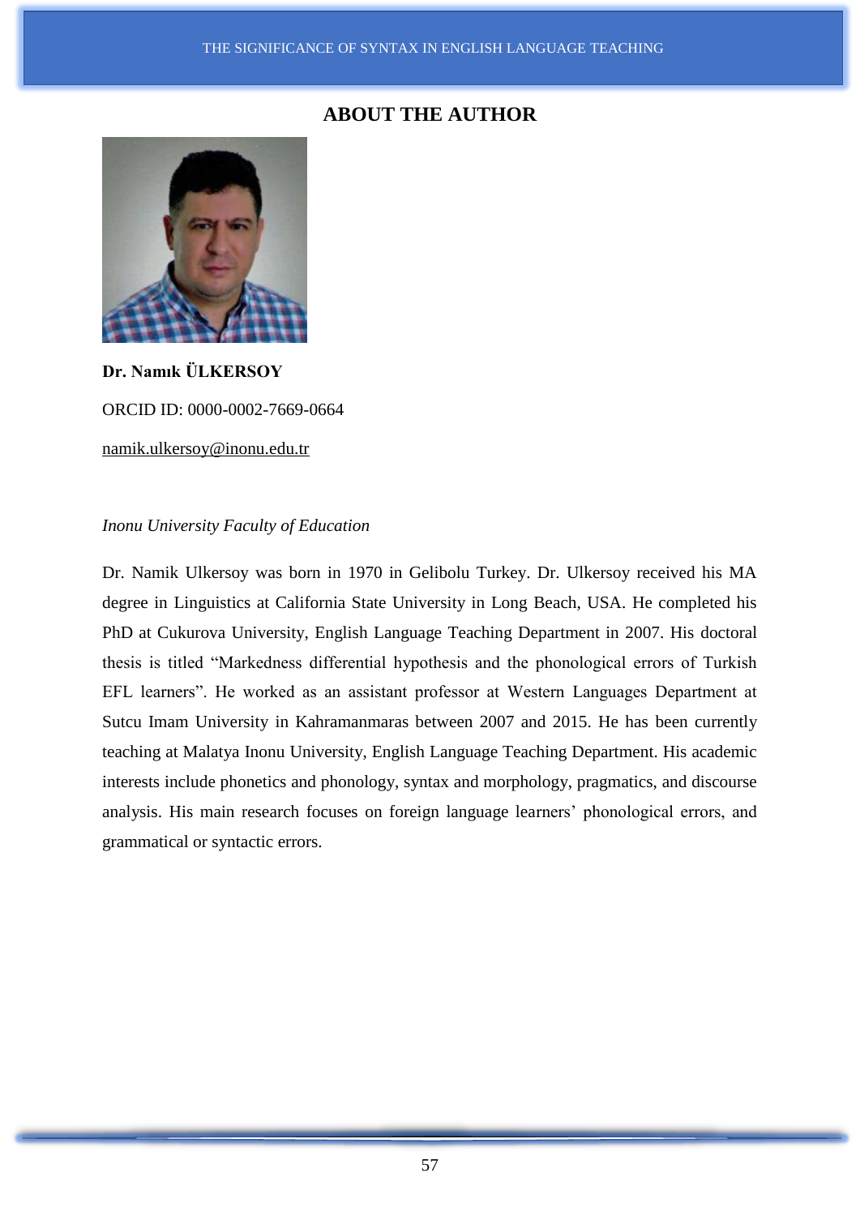## ABOUT THE AUTHOR

**Dr. Namık ÜLKERSOY**

ORCID ID: 0000-0002-7669-0664

namik.ulkersoy@inonu.edu.tr

*Inonu University Faculty of Education*

Dr. Namik Ulkersoy was born in 1970 in Gelibolu Turkey. Dr. Ulkersoy received his MA degree in Linguistics at California State University in Long Beach, USA. He completed his PhD at Cukurova University, English Language Teaching Department in 2007. His doctoral thesis is titled "Markedness differential hypothesis and the phonological errors of Turkish EFL learners". He worked as an assistant professor at Western Languages Department at Sutcu Imam University in Kahramanmaras between 2007 and 2015. He has been currently teaching at Malatya Inonu University, English Language Teaching Department. His academic interests include phonetics and phonology, syntax and morphology, pragmatics, and discourse analysis. His main research focuses on foreign language learners' phonological errors, and grammatical or syntactic errors.